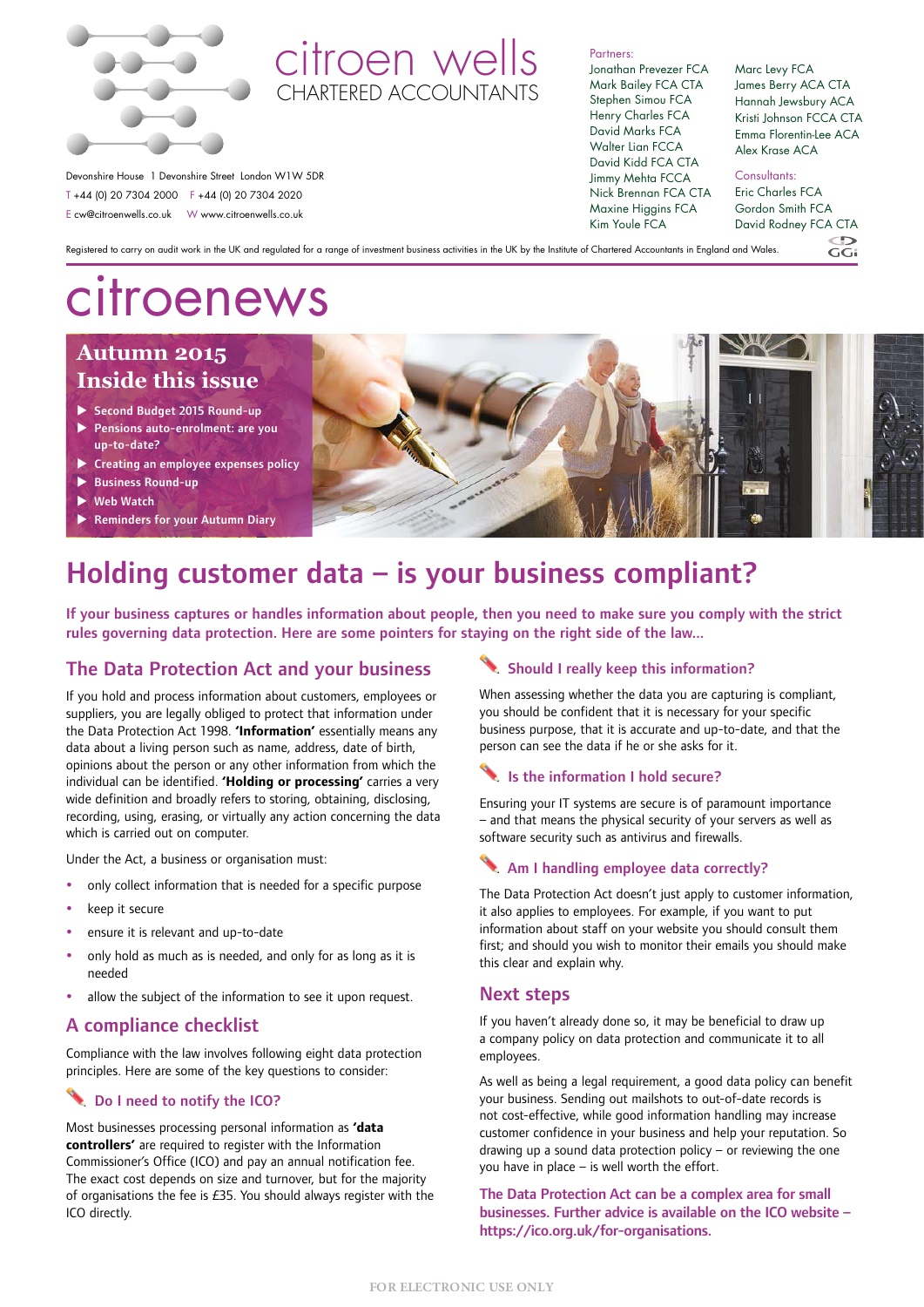citroen wells
CHARTERED ACCOUNTANTS

Devonshire House 1 Devonshire Street London W1W 5DR
T +44 (0) 20 7304 2000 F +44 (0) 20 7304 2020
E cw@citroenwells.co.uk W www.citroenwells.co.uk

Partners:
Jonathan Prevezer FCA
Mark Bailey FCA CTA
Stephen Simou FCA
Henry Charles FCA
David Marks FCA
Walter Lian FCCA
David Kidd FCA CTA
Jimmy Mehta FCCA
Nick Brennan FCA CTA
Maxine Higgins FCA
Kim Youle FCA
Marc Levy FCA
James Berry ACA CTA
Hannah Jewsbury ACA
Kristi Johnson FCCA CTA
Emma Florentin-Lee ACA
Alex Krase ACA

Consultants:
Eric Charles FCA
Gordon Smith FCA
David Rodney FCA CTA

Registered to carry on audit work in the UK and regulated for a range of investment business activities in the UK by the Institute of Chartered Accountants in England and Wales.

# citroenews

## Autumn 2015
## Inside this issue

- Second Budget 2015 Round-up
- Pensions auto-enrolment: are you up-to-date?
- Creating an employee expenses policy
- Business Round-up
- Web Watch
- Reminders for your Autumn Diary

# Holding customer data – is your business compliant?

**If your business captures or handles information about people, then you need to make sure you comply with the strict rules governing data protection. Here are some pointers for staying on the right side of the law...**

## The Data Protection Act and your business

If you hold and process information about customers, employees or suppliers, you are legally obliged to protect that information under the Data Protection Act 1998. **'Information'** essentially means any data about a living person such as name, address, date of birth, opinions about the person or any other information from which the individual can be identified. **'Holding or processing'** carries a very wide definition and broadly refers to storing, obtaining, disclosing, recording, using, erasing, or virtually any action concerning the data which is carried out on computer.

Under the Act, a business or organisation must:

- only collect information that is needed for a specific purpose
- keep it secure
- ensure it is relevant and up-to-date
- only hold as much as is needed, and only for as long as it is needed
- allow the subject of the information to see it upon request.

## A compliance checklist

Compliance with the law involves following eight data protection principles. Here are some of the key questions to consider:

### Do I need to notify the ICO?

Most businesses processing personal information as **'data controllers'** are required to register with the Information Commissioner's Office (ICO) and pay an annual notification fee. The exact cost depends on size and turnover, but for the majority of organisations the fee is £35. You should always register with the ICO directly.

### Should I really keep this information?

When assessing whether the data you are capturing is compliant, you should be confident that it is necessary for your specific business purpose, that it is accurate and up-to-date, and that the person can see the data if he or she asks for it.

### Is the information I hold secure?

Ensuring your IT systems are secure is of paramount importance – and that means the physical security of your servers as well as software security such as antivirus and firewalls.

### Am I handling employee data correctly?

The Data Protection Act doesn't just apply to customer information, it also applies to employees. For example, if you want to put information about staff on your website you should consult them first; and should you wish to monitor their emails you should make this clear and explain why.

## Next steps

If you haven't already done so, it may be beneficial to draw up a company policy on data protection and communicate it to all employees.

As well as being a legal requirement, a good data policy can benefit your business. Sending out mailshots to out-of-date records is not cost-effective, while good information handling may increase customer confidence in your business and help your reputation. So drawing up a sound data protection policy – or reviewing the one you have in place – is well worth the effort.

**The Data Protection Act can be a complex area for small businesses. Further advice is available on the ICO website – https://ico.org.uk/for-organisations.**

FOR ELECTRONIC USE ONLY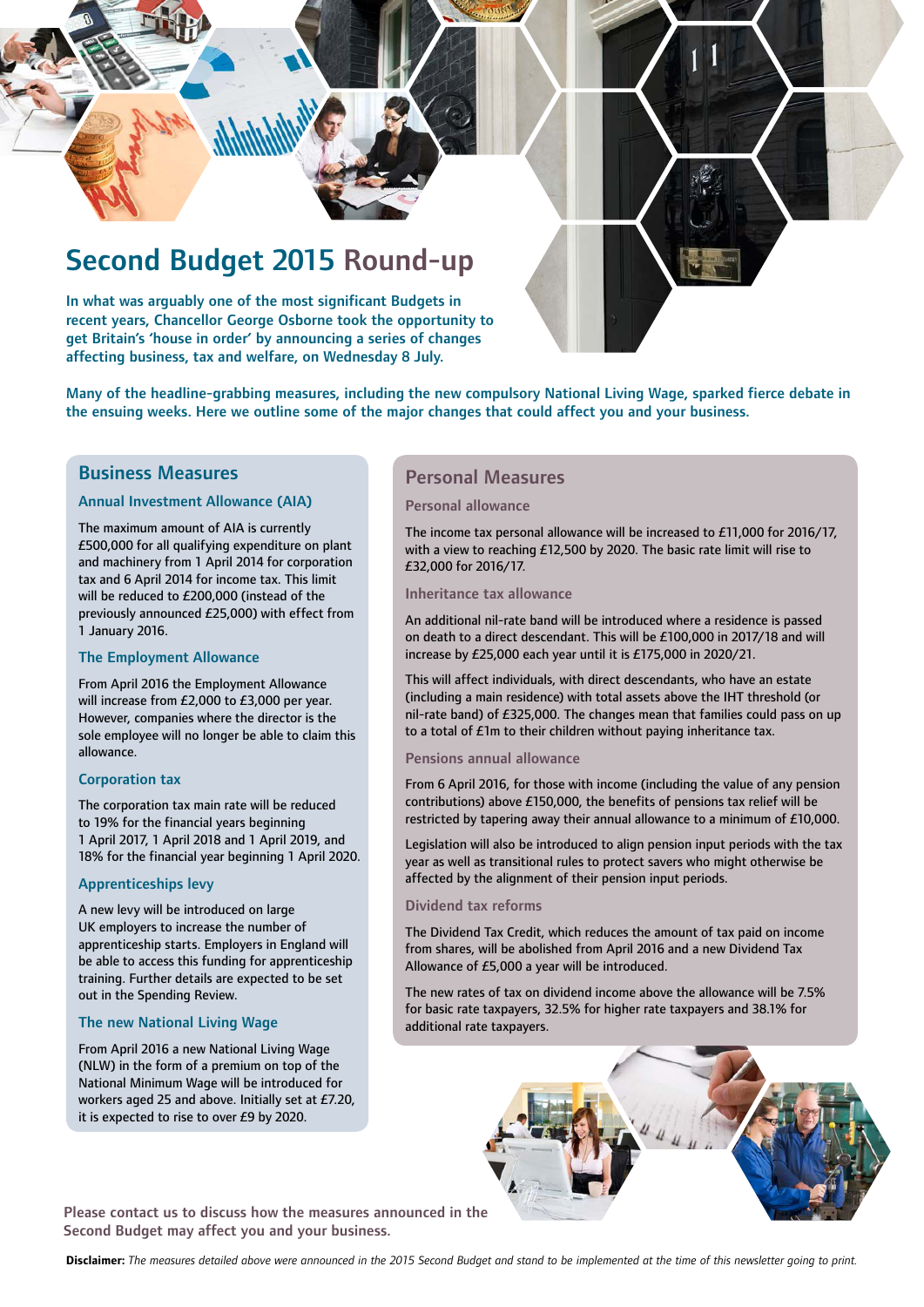# Second Budget 2015 Round-up

**In what was arguably one of the most significant Budgets in recent years, Chancellor George Osborne took the opportunity to get Britain's 'house in order' by announcing a series of changes affecting business, tax and welfare, on Wednesday 8 July.**

**Many of the headline-grabbing measures, including the new compulsory National Living Wage, sparked fierce debate in the ensuing weeks. Here we outline some of the major changes that could affect you and your business.**

## Business Measures

### Annual Investment Allowance (AIA)

The maximum amount of AIA is currently £500,000 for all qualifying expenditure on plant and machinery from 1 April 2014 for corporation tax and 6 April 2014 for income tax. This limit will be reduced to £200,000 (instead of the previously announced £25,000) with effect from 1 January 2016.

### The Employment Allowance

From April 2016 the Employment Allowance will increase from £2,000 to £3,000 per year. However, companies where the director is the sole employee will no longer be able to claim this allowance.

### Corporation tax

The corporation tax main rate will be reduced to 19% for the financial years beginning 1 April 2017, 1 April 2018 and 1 April 2019, and 18% for the financial year beginning 1 April 2020.

### Apprenticeships levy

A new levy will be introduced on large UK employers to increase the number of apprenticeship starts. Employers in England will be able to access this funding for apprenticeship training. Further details are expected to be set out in the Spending Review.

### The new National Living Wage

From April 2016 a new National Living Wage (NLW) in the form of a premium on top of the National Minimum Wage will be introduced for workers aged 25 and above. Initially set at £7.20, it is expected to rise to over £9 by 2020.

## Personal Measures

### Personal allowance

The income tax personal allowance will be increased to £11,000 for 2016/17, with a view to reaching £12,500 by 2020. The basic rate limit will rise to £32,000 for 2016/17.

### Inheritance tax allowance

An additional nil-rate band will be introduced where a residence is passed on death to a direct descendant. This will be £100,000 in 2017/18 and will increase by £25,000 each year until it is £175,000 in 2020/21.

This will affect individuals, with direct descendants, who have an estate (including a main residence) with total assets above the IHT threshold (or nil-rate band) of £325,000. The changes mean that families could pass on up to a total of £1m to their children without paying inheritance tax.

### Pensions annual allowance

From 6 April 2016, for those with income (including the value of any pension contributions) above £150,000, the benefits of pensions tax relief will be restricted by tapering away their annual allowance to a minimum of £10,000.

Legislation will also be introduced to align pension input periods with the tax year as well as transitional rules to protect savers who might otherwise be affected by the alignment of their pension input periods.

### Dividend tax reforms

The Dividend Tax Credit, which reduces the amount of tax paid on income from shares, will be abolished from April 2016 and a new Dividend Tax Allowance of £5,000 a year will be introduced.

The new rates of tax on dividend income above the allowance will be 7.5% for basic rate taxpayers, 32.5% for higher rate taxpayers and 38.1% for additional rate taxpayers.

**Please contact us to discuss how the measures announced in the Second Budget may affect you and your business.**

**Disclaimer:** *The measures detailed above were announced in the 2015 Second Budget and stand to be implemented at the time of this newsletter going to print.*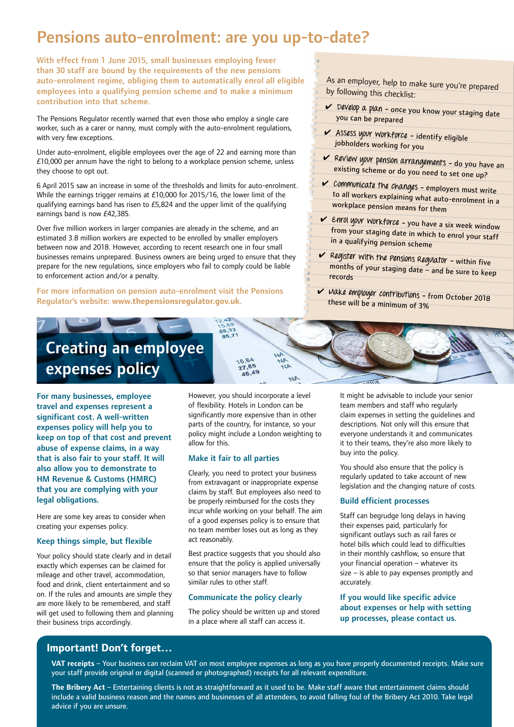# Pensions auto-enrolment: are you up-to-date?

**With effect from 1 June 2015, small businesses employing fewer than 30 staff are bound by the requirements of the new pensions auto-enrolment regime, obliging them to automatically enrol all eligible employees into a qualifying pension scheme and to make a minimum contribution into that scheme.**

The Pensions Regulator recently warned that even those who employ a single care worker, such as a carer or nanny, must comply with the auto-enrolment regulations, with very few exceptions.

Under auto-enrolment, eligible employees over the age of 22 and earning more than £10,000 per annum have the right to belong to a workplace pension scheme, unless they choose to opt out.

6 April 2015 saw an increase in some of the thresholds and limits for auto-enrolment. While the earnings trigger remains at £10,000 for 2015/16, the lower limit of the qualifying earnings band has risen to £5,824 and the upper limit of the qualifying earnings band is now £42,385.

Over five million workers in larger companies are already in the scheme, and an estimated 3.8 million workers are expected to be enrolled by smaller employers between now and 2018. However, according to recent research one in four small businesses remains unprepared. Business owners are being urged to ensure that they prepare for the new regulations, since employers who fail to comply could be liable to enforcement action and/or a penalty.

**For more information on pension auto-enrolment visit the Pensions Regulator's website: www.thepensionsregulator.gov.uk.**

As an employer, help to make sure you're prepared by following this checklist:

- ✔ *Develop a plan* – once you know your staging date you can be prepared
- ✔ *Assess your workforce* – identify eligible jobholders working for you
- ✔ *Review your pension arrangements* – do you have an existing scheme or do you need to set one up?
- ✔ *Communicate the changes* – employers must write to all workers explaining what auto-enrolment in a workplace pension means for them
- ✔ *Enrol your workforce* – you have a six week window from your staging date in which to enrol your staff in a qualifying pension scheme
- ✔ *Register with the Pensions Regulator* – within five months of your staging date – and be sure to keep records
- ✔ *Make employer contributions* – from October 2018 these will be a minimum of 3%

# Creating an employee expenses policy

**For many businesses, employee travel and expenses represent a significant cost. A well-written expenses policy will help you to keep on top of that cost and prevent abuse of expense claims, in a way that is also fair to your staff. It will also allow you to demonstrate to HM Revenue & Customs (HMRC) that you are complying with your legal obligations.**

Here are some key areas to consider when creating your expenses policy.

### Keep things simple, but flexible

Your policy should state clearly and in detail exactly which expenses can be claimed for mileage and other travel, accommodation, food and drink, client entertainment and so on. If the rules and amounts are simple they are more likely to be remembered, and staff will get used to following them and planning their business trips accordingly.

However, you should incorporate a level of flexibility. Hotels in London can be significantly more expensive than in other parts of the country, for instance, so your policy might include a London weighting to allow for this.

### Make it fair to all parties

Clearly, you need to protect your business from extravagant or inappropriate expense claims by staff. But employees also need to be properly reimbursed for the costs they incur while working on your behalf. The aim of a good expenses policy is to ensure that no team member loses out as long as they act reasonably.

Best practice suggests that you should also ensure that the policy is applied universally so that senior managers have to follow similar rules to other staff.

### Communicate the policy clearly

The policy should be written up and stored in a place where all staff can access it.

It might be advisable to include your senior team members and staff who regularly claim expenses in setting the guidelines and descriptions. Not only will this ensure that everyone understands it and communicates it to their teams, they're also more likely to buy into the policy.

You should also ensure that the policy is regularly updated to take account of new legislation and the changing nature of costs.

### Build efficient processes

Staff can begrudge long delays in having their expenses paid, particularly for significant outlays such as rail fares or hotel bills which could lead to difficulties in their monthly cashflow, so ensure that your financial operation – whatever its size – is able to pay expenses promptly and accurately.

**If you would like specific advice about expenses or help with setting up processes, please contact us.**

## Important! Don't forget…

**VAT receipts** – Your business can reclaim VAT on most employee expenses as long as you have properly documented receipts. Make sure your staff provide original or digital (scanned or photographed) receipts for all relevant expenditure.

**The Bribery Act** – Entertaining clients is not as straightforward as it used to be. Make staff aware that entertainment claims should include a valid business reason and the names and businesses of all attendees, to avoid falling foul of the Bribery Act 2010. Take legal advice if you are unsure.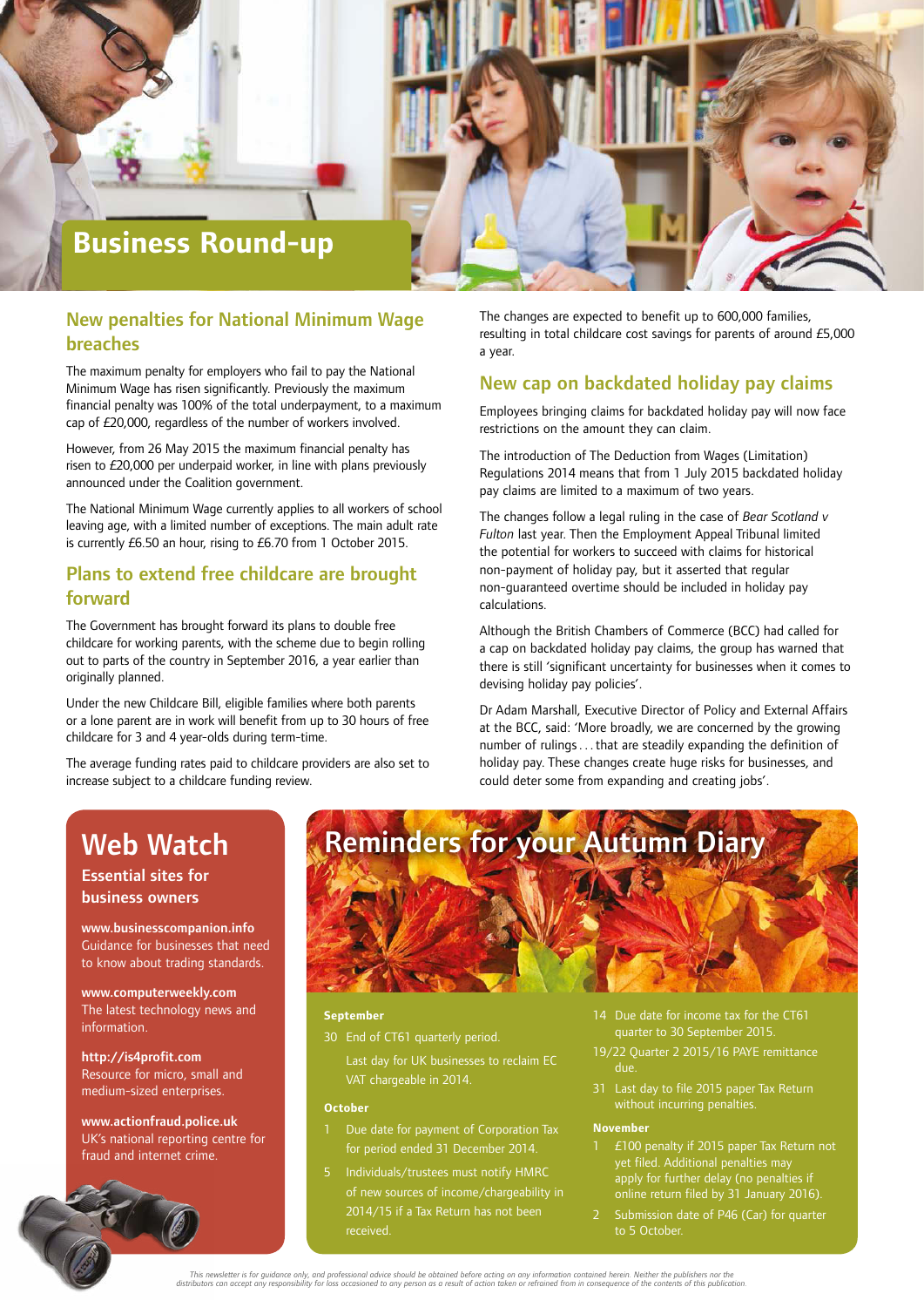# Business Round-up

## New penalties for National Minimum Wage breaches

The maximum penalty for employers who fail to pay the National Minimum Wage has risen significantly. Previously the maximum financial penalty was 100% of the total underpayment, to a maximum cap of £20,000, regardless of the number of workers involved.

However, from 26 May 2015 the maximum financial penalty has risen to £20,000 per underpaid worker, in line with plans previously announced under the Coalition government.

The National Minimum Wage currently applies to all workers of school leaving age, with a limited number of exceptions. The main adult rate is currently £6.50 an hour, rising to £6.70 from 1 October 2015.

## Plans to extend free childcare are brought forward

The Government has brought forward its plans to double free childcare for working parents, with the scheme due to begin rolling out to parts of the country in September 2016, a year earlier than originally planned.

Under the new Childcare Bill, eligible families where both parents or a lone parent are in work will benefit from up to 30 hours of free childcare for 3 and 4 year-olds during term-time.

The average funding rates paid to childcare providers are also set to increase subject to a childcare funding review.

The changes are expected to benefit up to 600,000 families, resulting in total childcare cost savings for parents of around £5,000 a year.

## New cap on backdated holiday pay claims

Employees bringing claims for backdated holiday pay will now face restrictions on the amount they can claim.

The introduction of The Deduction from Wages (Limitation) Regulations 2014 means that from 1 July 2015 backdated holiday pay claims are limited to a maximum of two years.

The changes follow a legal ruling in the case of *Bear Scotland v Fulton* last year. Then the Employment Appeal Tribunal limited the potential for workers to succeed with claims for historical non-payment of holiday pay, but it asserted that regular non-guaranteed overtime should be included in holiday pay calculations.

Although the British Chambers of Commerce (BCC) had called for a cap on backdated holiday pay claims, the group has warned that there is still 'significant uncertainty for businesses when it comes to devising holiday pay policies'.

Dr Adam Marshall, Executive Director of Policy and External Affairs at the BCC, said: 'More broadly, we are concerned by the growing number of rulings . . . that are steadily expanding the definition of holiday pay. These changes create huge risks for businesses, and could deter some from expanding and creating jobs'.

# Web Watch

### Essential sites for business owners

**www.businesscompanion.info**
Guidance for businesses that need to know about trading standards.

**www.computerweekly.com**
The latest technology news and information.

**http://is4profit.com**
Resource for micro, small and medium-sized enterprises.

**www.actionfraud.police.uk**
UK's national reporting centre for fraud and internet crime.

# Reminders for your Autumn Diary

**September**

30 End of CT61 quarterly period.

Last day for UK businesses to reclaim EC VAT chargeable in 2014.

**October**

1 Due date for payment of Corporation Tax for period ended 31 December 2014.

5 Individuals/trustees must notify HMRC of new sources of income/chargeability in 2014/15 if a Tax Return has not been received.

14 Due date for income tax for the CT61 quarter to 30 September 2015.

19/22 Quarter 2 2015/16 PAYE remittance due.

31 Last day to file 2015 paper Tax Return without incurring penalties.

**November**

1 £100 penalty if 2015 paper Tax Return not yet filed. Additional penalties may apply for further delay (no penalties if online return filed by 31 January 2016).

2 Submission date of P46 (Car) for quarter to 5 October.

*This newsletter is for guidance only, and professional advice should be obtained before acting on any information contained herein. Neither the publishers nor the distributors can accept any responsibility for loss occasioned to any person as a result of action taken or refrained from in consequence of the contents of this publication.*